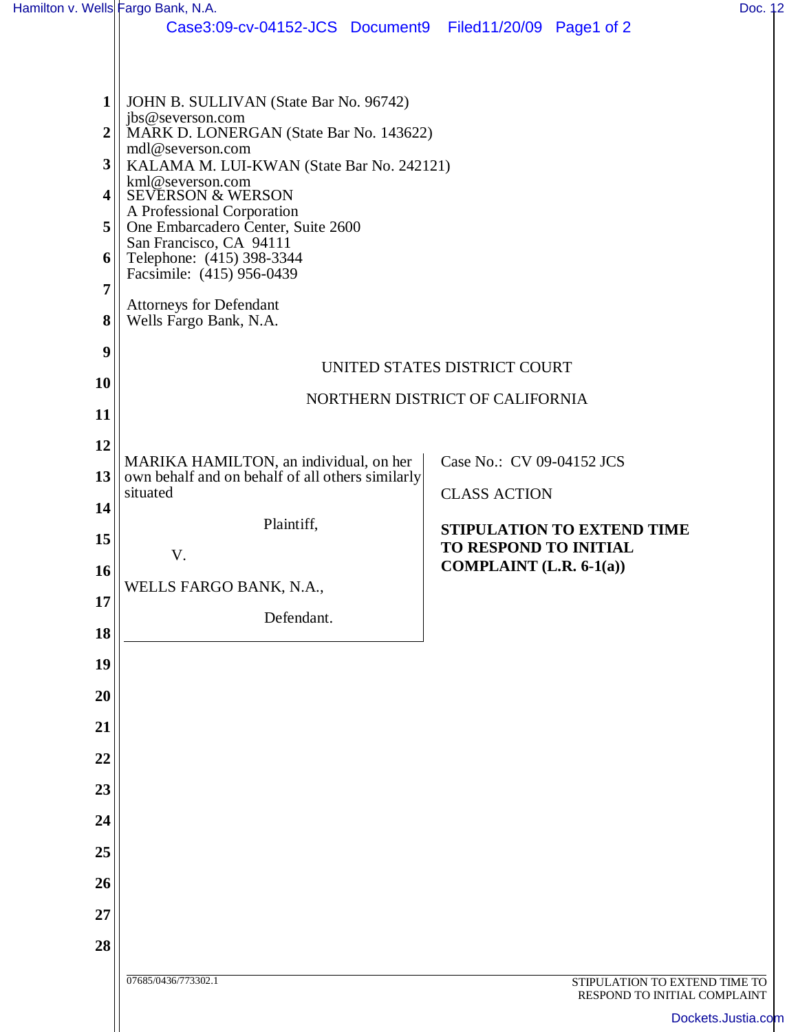JOHN B. SULLIVAN (State Bar No. 96742)
jbs@severson.com
MARK D. LONERGAN (State Bar No. 143622)
mdl@severson.com
KALAMA M. LUI-KWAN (State Bar No. 242121)
kml@severson.com
SEVERSON & WERSON
A Professional Corporation
One Embarcadero Center, Suite 2600
San Francisco, CA 94111
Telephone: (415) 398-3344
Facsimile: (415) 956-0439

Attorneys for Defendant
Wells Fargo Bank, N.A.

UNITED STATES DISTRICT COURT

NORTHERN DISTRICT OF CALIFORNIA

| | |
|---|---|
| MARIKA HAMILTON, an individual, on her own behalf and on behalf of all others similarly situated<br><br>Plaintiff,<br><br>v.<br><br>WELLS FARGO BANK, N.A.,<br><br>Defendant. | Case No.: CV 09-04152 JCS<br><br>CLASS ACTION<br><br>**STIPULATION TO EXTEND TIME TO RESPOND TO INITIAL COMPLAINT (L.R. 6-1(a))** |

07685/0436/773302.1

STIPULATION TO EXTEND TIME TO RESPOND TO INITIAL COMPLAINT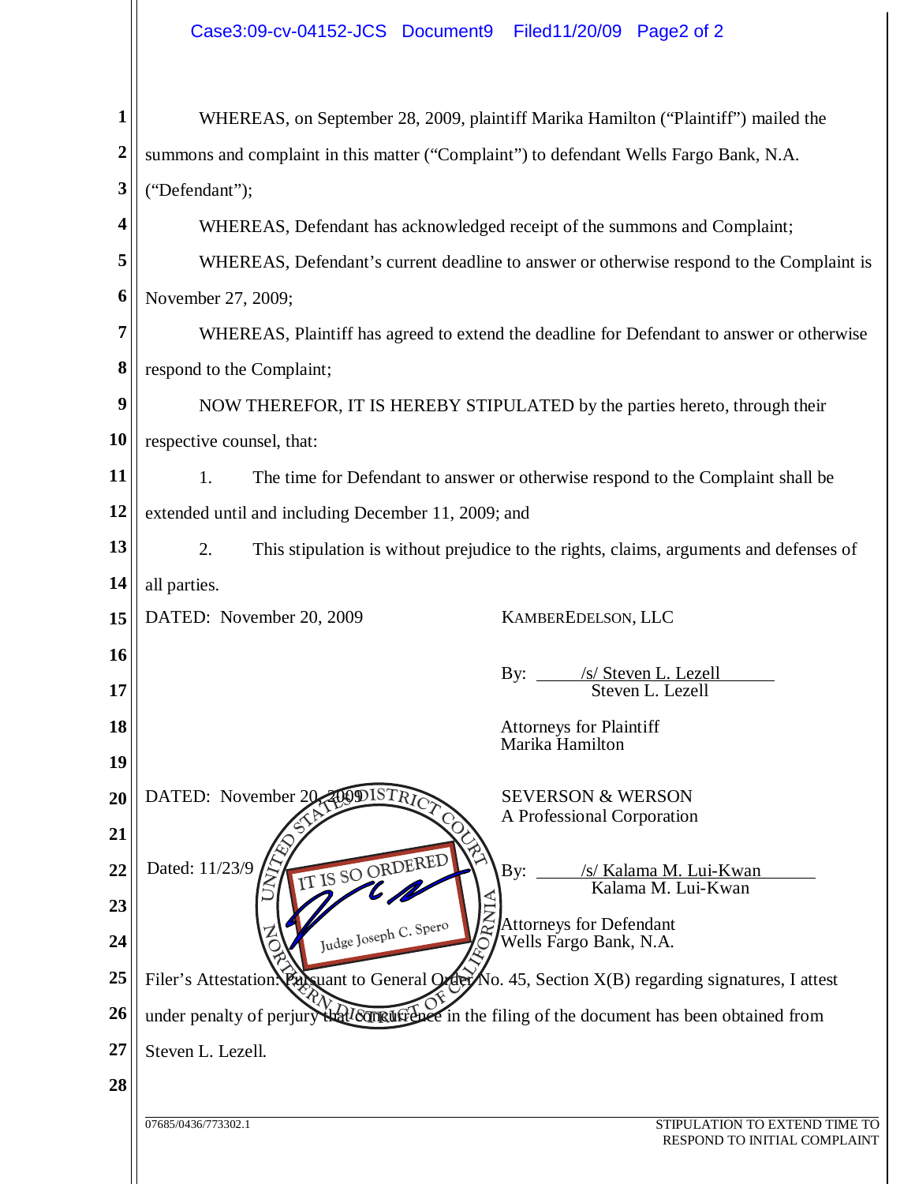WHEREAS, on September 28, 2009, plaintiff Marika Hamilton ("Plaintiff") mailed the summons and complaint in this matter ("Complaint") to defendant Wells Fargo Bank, N.A. ("Defendant");

WHEREAS, Defendant has acknowledged receipt of the summons and Complaint;

WHEREAS, Defendant's current deadline to answer or otherwise respond to the Complaint is November 27, 2009;

WHEREAS, Plaintiff has agreed to extend the deadline for Defendant to answer or otherwise respond to the Complaint;

NOW THEREFOR, IT IS HEREBY STIPULATED by the parties hereto, through their respective counsel, that:

1. The time for Defendant to answer or otherwise respond to the Complaint shall be extended until and including December 11, 2009; and

2. This stipulation is without prejudice to the rights, claims, arguments and defenses of all parties.

DATED: November 20, 2009

KAMBEREDELSON, LLC

By: /s/ Steven L. Lezell
Steven L. Lezell

Attorneys for Plaintiff
Marika Hamilton

DATED: November 20, 2009

SEVERSON & WERSON
A Professional Corporation

By: /s/ Kalama M. Lui-Kwan
Kalama M. Lui-Kwan

Attorneys for Defendant
Wells Fargo Bank, N.A.

Dated: 11/23/9

UNITED STATES DISTRICT COURT
NORTHERN DISTRICT OF CALIFORNIA
IT IS SO ORDERED
Judge Joseph C. Spero

Filer's Attestation: Pursuant to General Order No. 45, Section X(B) regarding signatures, I attest under penalty of perjury that concurrence in the filing of the document has been obtained from Steven L. Lezell.

07685/0436/773302.1

STIPULATION TO EXTEND TIME TO RESPOND TO INITIAL COMPLAINT